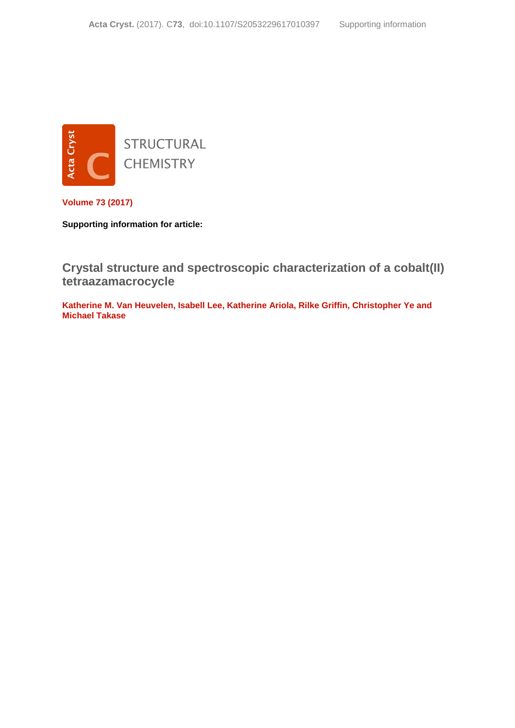STRUCTURAL CHEMISTRY

**Volume 73 (2017)**

**Supporting information for article:**

# Crystal structure and spectroscopic characterization of a cobalt(II) tetraazamacrocycle

**Katherine M. Van Heuvelen, Isabell Lee, Katherine Ariola, Rilke Griffin, Christopher Ye and Michael Takase**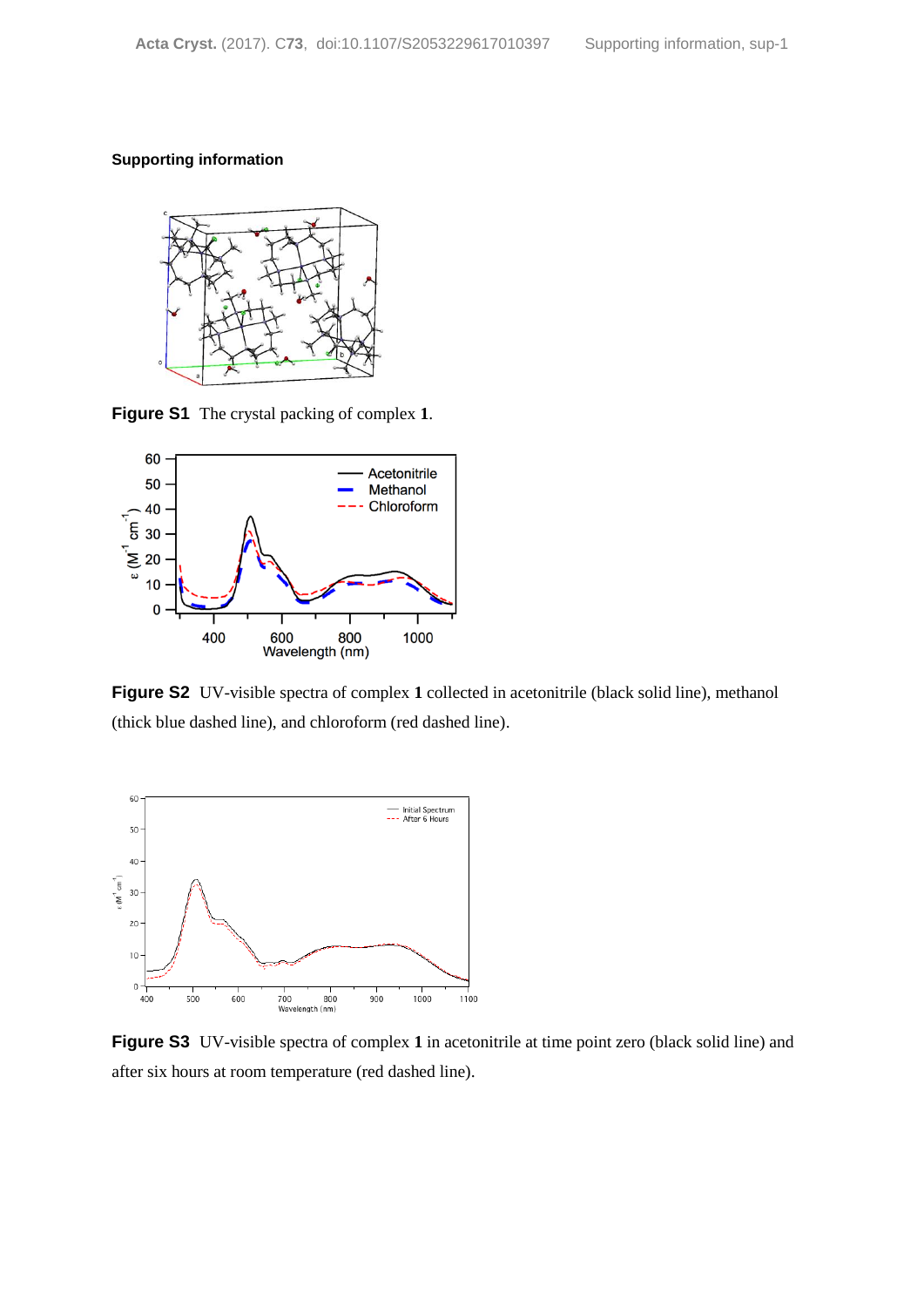## Supporting information

**Figure S1** The crystal packing of complex **1**.

**Figure S2** UV-visible spectra of complex **1** collected in acetonitrile (black solid line), methanol (thick blue dashed line), and chloroform (red dashed line).

**Figure S3** UV-visible spectra of complex **1** in acetonitrile at time point zero (black solid line) and after six hours at room temperature (red dashed line).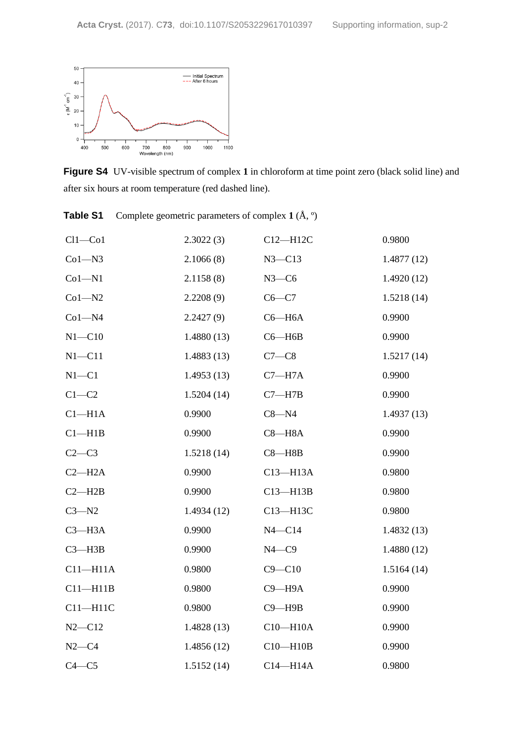**Figure S4** UV-visible spectrum of complex **1** in chloroform at time point zero (black solid line) and after six hours at room temperature (red dashed line).

**Table S1** Complete geometric parameters of complex **1** (Å, º)

| | | | |
|---|---|---|---|
| Cl1—Co1 | 2.3022 (3) | C12—H12C | 0.9800 |
| Co1—N3 | 2.1066 (8) | N3—C13 | 1.4877 (12) |
| Co1—N1 | 2.1158 (8) | N3—C6 | 1.4920 (12) |
| Co1—N2 | 2.2208 (9) | C6—C7 | 1.5218 (14) |
| Co1—N4 | 2.2427 (9) | C6—H6A | 0.9900 |
| N1—C10 | 1.4880 (13) | C6—H6B | 0.9900 |
| N1—C11 | 1.4883 (13) | C7—C8 | 1.5217 (14) |
| N1—C1 | 1.4953 (13) | C7—H7A | 0.9900 |
| C1—C2 | 1.5204 (14) | C7—H7B | 0.9900 |
| C1—H1A | 0.9900 | C8—N4 | 1.4937 (13) |
| C1—H1B | 0.9900 | C8—H8A | 0.9900 |
| C2—C3 | 1.5218 (14) | C8—H8B | 0.9900 |
| C2—H2A | 0.9900 | C13—H13A | 0.9800 |
| C2—H2B | 0.9900 | C13—H13B | 0.9800 |
| C3—N2 | 1.4934 (12) | C13—H13C | 0.9800 |
| C3—H3A | 0.9900 | N4—C14 | 1.4832 (13) |
| C3—H3B | 0.9900 | N4—C9 | 1.4880 (12) |
| C11—H11A | 0.9800 | C9—C10 | 1.5164 (14) |
| C11—H11B | 0.9800 | C9—H9A | 0.9900 |
| C11—H11C | 0.9800 | C9—H9B | 0.9900 |
| N2—C12 | 1.4828 (13) | C10—H10A | 0.9900 |
| N2—C4 | 1.4856 (12) | C10—H10B | 0.9900 |
| C4—C5 | 1.5152 (14) | C14—H14A | 0.9800 |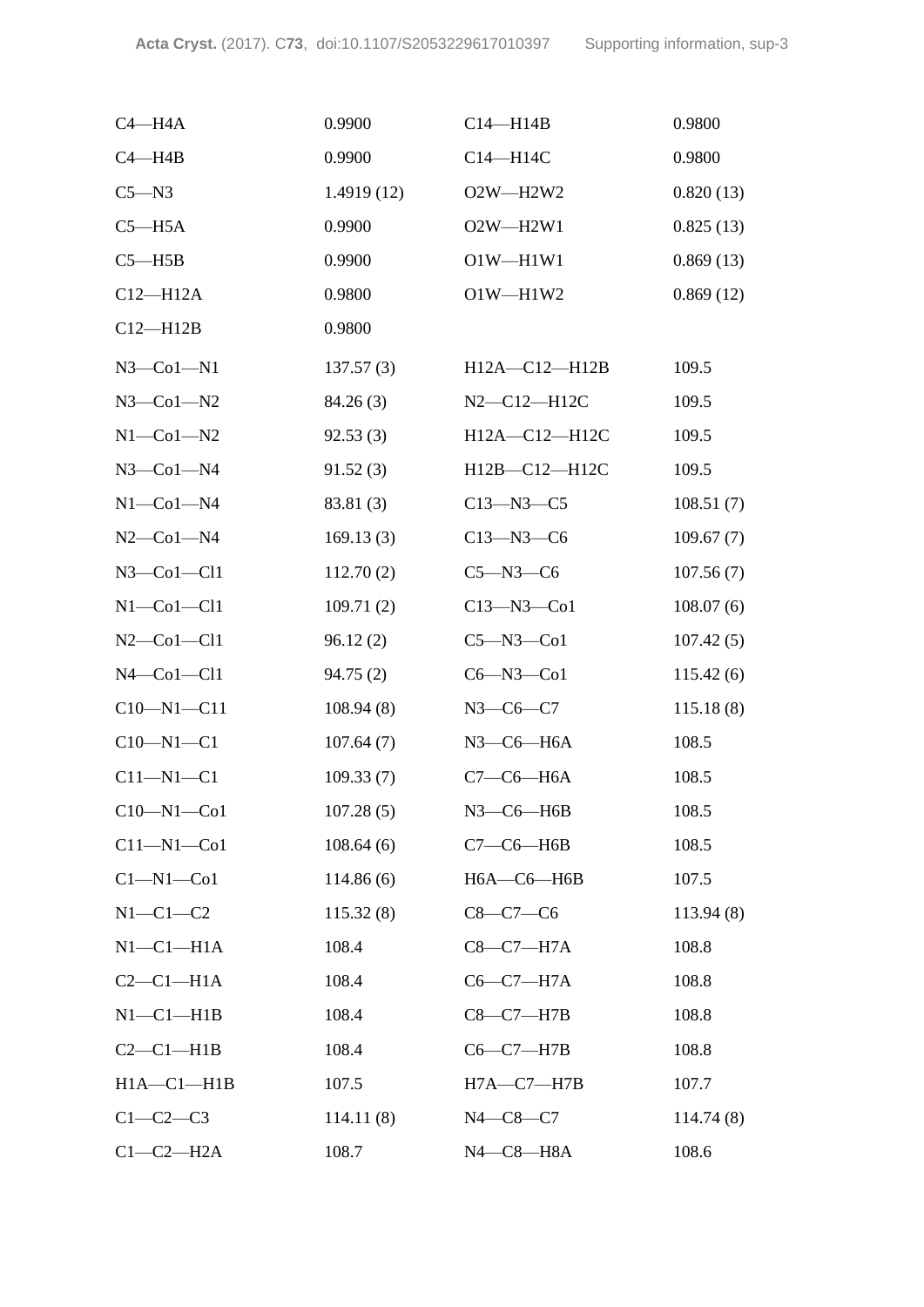| | | | |
|---|---|---|---|
| C4—H4A | 0.9900 | C14—H14B | 0.9800 |
| C4—H4B | 0.9900 | C14—H14C | 0.9800 |
| C5—N3 | 1.4919 (12) | O2W—H2W2 | 0.820 (13) |
| C5—H5A | 0.9900 | O2W—H2W1 | 0.825 (13) |
| C5—H5B | 0.9900 | O1W—H1W1 | 0.869 (13) |
| C12—H12A | 0.9800 | O1W—H1W2 | 0.869 (12) |
| C12—H12B | 0.9800 | | |

| | | | |
|---|---|---|---|
| N3—Co1—N1 | 137.57 (3) | H12A—C12—H12B | 109.5 |
| N3—Co1—N2 | 84.26 (3) | N2—C12—H12C | 109.5 |
| N1—Co1—N2 | 92.53 (3) | H12A—C12—H12C | 109.5 |
| N3—Co1—N4 | 91.52 (3) | H12B—C12—H12C | 109.5 |
| N1—Co1—N4 | 83.81 (3) | C13—N3—C5 | 108.51 (7) |
| N2—Co1—N4 | 169.13 (3) | C13—N3—C6 | 109.67 (7) |
| N3—Co1—Cl1 | 112.70 (2) | C5—N3—C6 | 107.56 (7) |
| N1—Co1—Cl1 | 109.71 (2) | C13—N3—Co1 | 108.07 (6) |
| N2—Co1—Cl1 | 96.12 (2) | C5—N3—Co1 | 107.42 (5) |
| N4—Co1—Cl1 | 94.75 (2) | C6—N3—Co1 | 115.42 (6) |
| C10—N1—C11 | 108.94 (8) | N3—C6—C7 | 115.18 (8) |
| C10—N1—C1 | 107.64 (7) | N3—C6—H6A | 108.5 |
| C11—N1—C1 | 109.33 (7) | C7—C6—H6A | 108.5 |
| C10—N1—Co1 | 107.28 (5) | N3—C6—H6B | 108.5 |
| C11—N1—Co1 | 108.64 (6) | C7—C6—H6B | 108.5 |
| C1—N1—Co1 | 114.86 (6) | H6A—C6—H6B | 107.5 |
| N1—C1—C2 | 115.32 (8) | C8—C7—C6 | 113.94 (8) |
| N1—C1—H1A | 108.4 | C8—C7—H7A | 108.8 |
| C2—C1—H1A | 108.4 | C6—C7—H7A | 108.8 |
| N1—C1—H1B | 108.4 | C8—C7—H7B | 108.8 |
| C2—C1—H1B | 108.4 | C6—C7—H7B | 108.8 |
| H1A—C1—H1B | 107.5 | H7A—C7—H7B | 107.7 |
| C1—C2—C3 | 114.11 (8) | N4—C8—C7 | 114.74 (8) |
| C1—C2—H2A | 108.7 | N4—C8—H8A | 108.6 |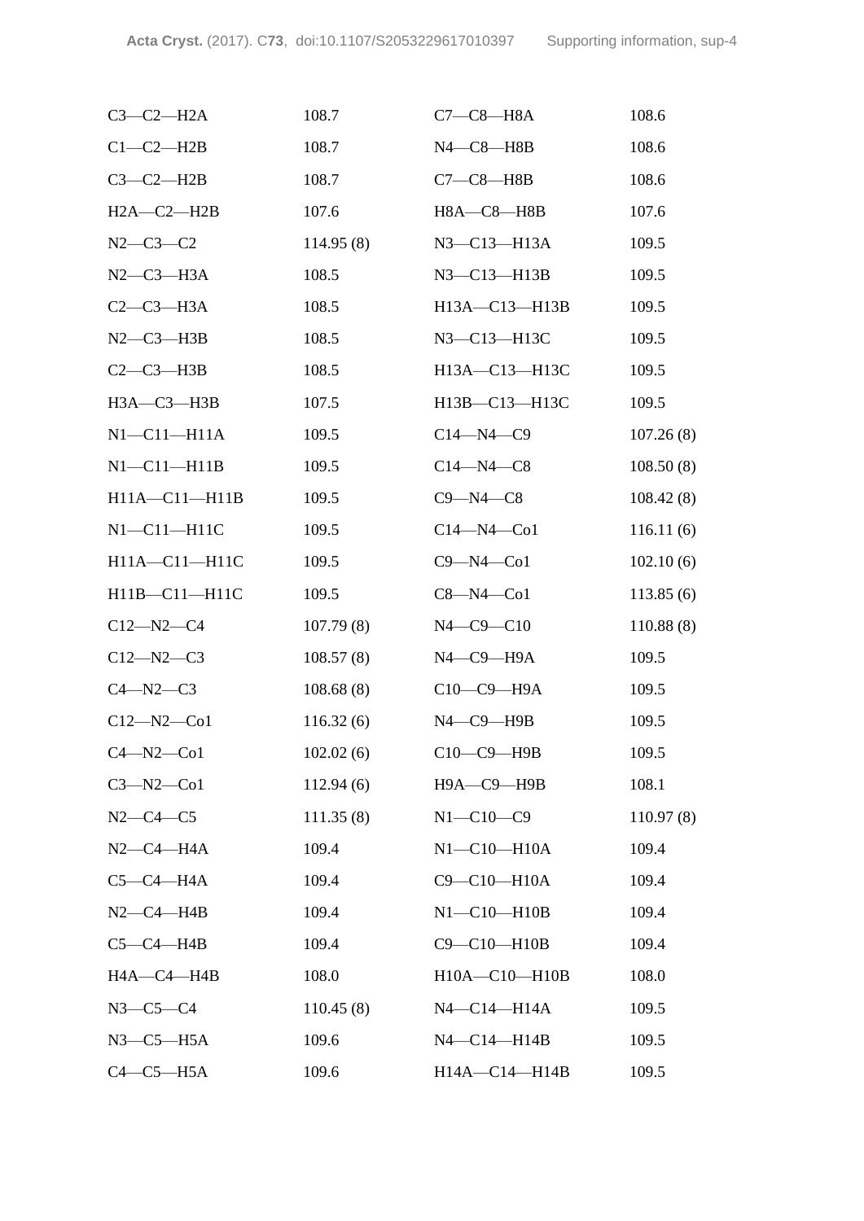| | | | |
|---|---|---|---|
| C3—C2—H2A | 108.7 | C7—C8—H8A | 108.6 |
| C1—C2—H2B | 108.7 | N4—C8—H8B | 108.6 |
| C3—C2—H2B | 108.7 | C7—C8—H8B | 108.6 |
| H2A—C2—H2B | 107.6 | H8A—C8—H8B | 107.6 |
| N2—C3—C2 | 114.95 (8) | N3—C13—H13A | 109.5 |
| N2—C3—H3A | 108.5 | N3—C13—H13B | 109.5 |
| C2—C3—H3A | 108.5 | H13A—C13—H13B | 109.5 |
| N2—C3—H3B | 108.5 | N3—C13—H13C | 109.5 |
| C2—C3—H3B | 108.5 | H13A—C13—H13C | 109.5 |
| H3A—C3—H3B | 107.5 | H13B—C13—H13C | 109.5 |
| N1—C11—H11A | 109.5 | C14—N4—C9 | 107.26 (8) |
| N1—C11—H11B | 109.5 | C14—N4—C8 | 108.50 (8) |
| H11A—C11—H11B | 109.5 | C9—N4—C8 | 108.42 (8) |
| N1—C11—H11C | 109.5 | C14—N4—Co1 | 116.11 (6) |
| H11A—C11—H11C | 109.5 | C9—N4—Co1 | 102.10 (6) |
| H11B—C11—H11C | 109.5 | C8—N4—Co1 | 113.85 (6) |
| C12—N2—C4 | 107.79 (8) | N4—C9—C10 | 110.88 (8) |
| C12—N2—C3 | 108.57 (8) | N4—C9—H9A | 109.5 |
| C4—N2—C3 | 108.68 (8) | C10—C9—H9A | 109.5 |
| C12—N2—Co1 | 116.32 (6) | N4—C9—H9B | 109.5 |
| C4—N2—Co1 | 102.02 (6) | C10—C9—H9B | 109.5 |
| C3—N2—Co1 | 112.94 (6) | H9A—C9—H9B | 108.1 |
| N2—C4—C5 | 111.35 (8) | N1—C10—C9 | 110.97 (8) |
| N2—C4—H4A | 109.4 | N1—C10—H10A | 109.4 |
| C5—C4—H4A | 109.4 | C9—C10—H10A | 109.4 |
| N2—C4—H4B | 109.4 | N1—C10—H10B | 109.4 |
| C5—C4—H4B | 109.4 | C9—C10—H10B | 109.4 |
| H4A—C4—H4B | 108.0 | H10A—C10—H10B | 108.0 |
| N3—C5—C4 | 110.45 (8) | N4—C14—H14A | 109.5 |
| N3—C5—H5A | 109.6 | N4—C14—H14B | 109.5 |
| C4—C5—H5A | 109.6 | H14A—C14—H14B | 109.5 |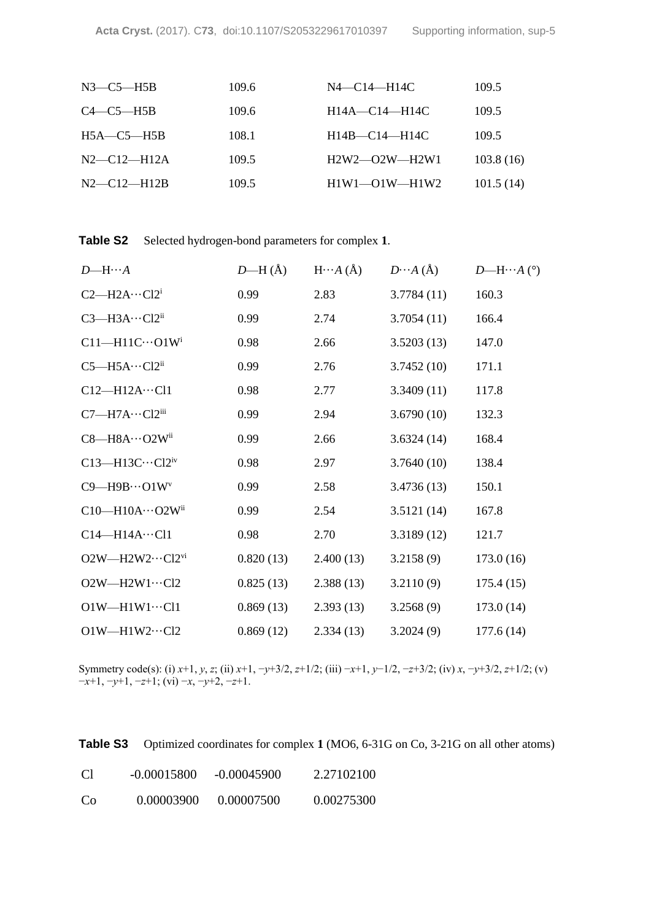| | | | |
|---|---|---|---|
| N3—C5—H5B | 109.6 | N4—C14—H14C | 109.5 |
| C4—C5—H5B | 109.6 | H14A—C14—H14C | 109.5 |
| H5A—C5—H5B | 108.1 | H14B—C14—H14C | 109.5 |
| N2—C12—H12A | 109.5 | H2W2—O2W—H2W1 | 103.8 (16) |
| N2—C12—H12B | 109.5 | H1W1—O1W—H1W2 | 101.5 (14) |

**Table S2** Selected hydrogen-bond parameters for complex **1**.

| *D*—H···*A* | *D*—H (Å) | H···*A* (Å) | *D*···*A* (Å) | *D*—H···*A* (°) |
|---|---|---|---|---|
| C2—H2A···Cl2[i] | 0.99 | 2.83 | 3.7784 (11) | 160.3 |
| C3—H3A···Cl2[ii] | 0.99 | 2.74 | 3.7054 (11) | 166.4 |
| C11—H11C···O1W[i] | 0.98 | 2.66 | 3.5203 (13) | 147.0 |
| C5—H5A···Cl2[ii] | 0.99 | 2.76 | 3.7452 (10) | 171.1 |
| C12—H12A···Cl1 | 0.98 | 2.77 | 3.3409 (11) | 117.8 |
| C7—H7A···Cl2[iii] | 0.99 | 2.94 | 3.6790 (10) | 132.3 |
| C8—H8A···O2W[ii] | 0.99 | 2.66 | 3.6324 (14) | 168.4 |
| C13—H13C···Cl2[iv] | 0.98 | 2.97 | 3.7640 (10) | 138.4 |
| C9—H9B···O1W[v] | 0.99 | 2.58 | 3.4736 (13) | 150.1 |
| C10—H10A···O2W[ii] | 0.99 | 2.54 | 3.5121 (14) | 167.8 |
| C14—H14A···Cl1 | 0.98 | 2.70 | 3.3189 (12) | 121.7 |
| O2W—H2W2···Cl2[vi] | 0.820 (13) | 2.400 (13) | 3.2158 (9) | 173.0 (16) |
| O2W—H2W1···Cl2 | 0.825 (13) | 2.388 (13) | 3.2110 (9) | 175.4 (15) |
| O1W—H1W1···Cl1 | 0.869 (13) | 2.393 (13) | 3.2568 (9) | 173.0 (14) |
| O1W—H1W2···Cl2 | 0.869 (12) | 2.334 (13) | 3.2024 (9) | 177.6 (14) |

Symmetry code(s): (i) $x+1$, $y$, $z$; (ii) $x+1$, $-y+3/2$, $z+1/2$; (iii) $-x+1$, $y-1/2$, $-z+3/2$; (iv) $x$, $-y+3/2$, $z+1/2$; (v) $-x+1$, $-y+1$, $-z+1$; (vi) $-x$, $-y+2$, $-z+1$.

**Table S3** Optimized coordinates for complex **1** (MO6, 6-31G on Co, 3-21G on all other atoms)

| | | | |
|---|---|---|---|
| Cl | -0.00015800 | -0.00045900 | 2.27102100 |
| Co | 0.00003900 | 0.00007500 | 0.00275300 |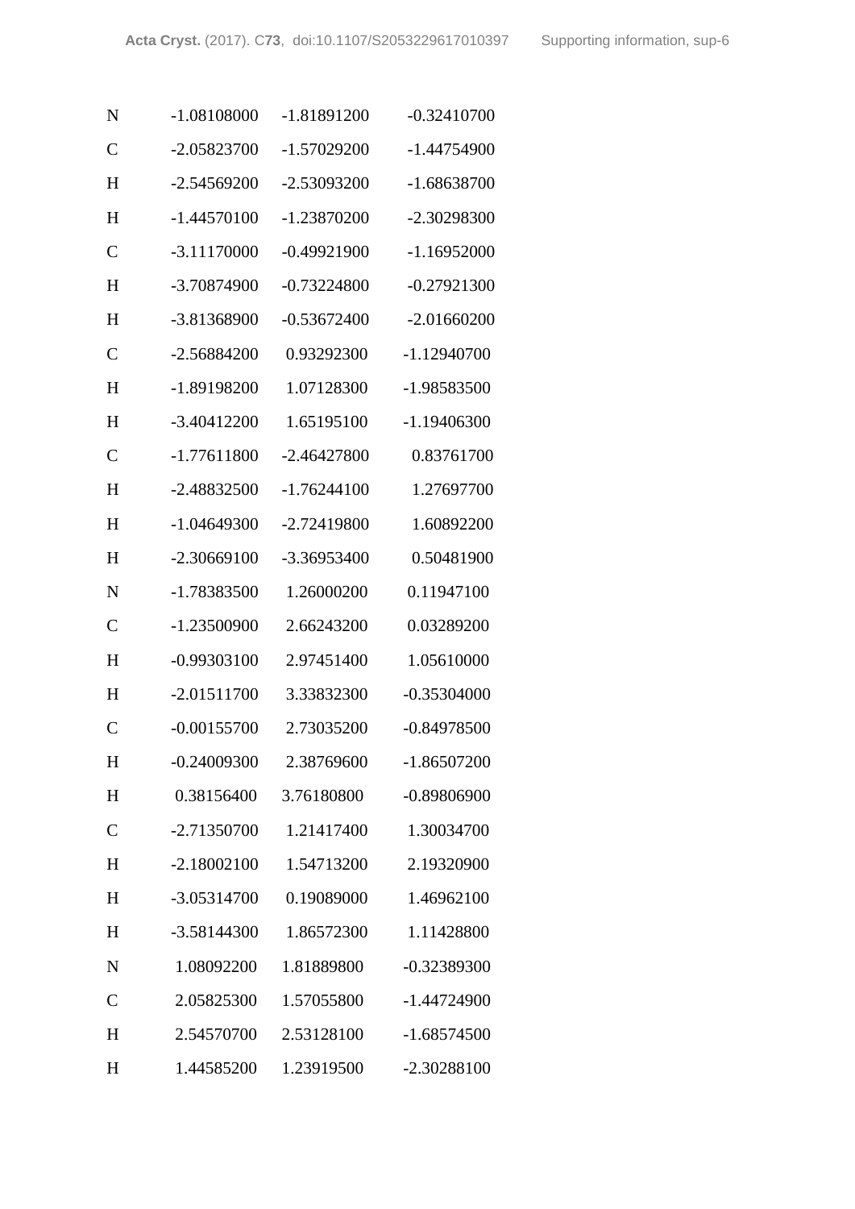| | | | |
|---|---|---|---|
| N | -1.08108000 | -1.81891200 | -0.32410700 |
| C | -2.05823700 | -1.57029200 | -1.44754900 |
| H | -2.54569200 | -2.53093200 | -1.68638700 |
| H | -1.44570100 | -1.23870200 | -2.30298300 |
| C | -3.11170000 | -0.49921900 | -1.16952000 |
| H | -3.70874900 | -0.73224800 | -0.27921300 |
| H | -3.81368900 | -0.53672400 | -2.01660200 |
| C | -2.56884200 | 0.93292300 | -1.12940700 |
| H | -1.89198200 | 1.07128300 | -1.98583500 |
| H | -3.40412200 | 1.65195100 | -1.19406300 |
| C | -1.77611800 | -2.46427800 | 0.83761700 |
| H | -2.48832500 | -1.76244100 | 1.27697700 |
| H | -1.04649300 | -2.72419800 | 1.60892200 |
| H | -2.30669100 | -3.36953400 | 0.50481900 |
| N | -1.78383500 | 1.26000200 | 0.11947100 |
| C | -1.23500900 | 2.66243200 | 0.03289200 |
| H | -0.99303100 | 2.97451400 | 1.05610000 |
| H | -2.01511700 | 3.33832300 | -0.35304000 |
| C | -0.00155700 | 2.73035200 | -0.84978500 |
| H | -0.24009300 | 2.38769600 | -1.86507200 |
| H | 0.38156400 | 3.76180800 | -0.89806900 |
| C | -2.71350700 | 1.21417400 | 1.30034700 |
| H | -2.18002100 | 1.54713200 | 2.19320900 |
| H | -3.05314700 | 0.19089000 | 1.46962100 |
| H | -3.58144300 | 1.86572300 | 1.11428800 |
| N | 1.08092200 | 1.81889800 | -0.32389300 |
| C | 2.05825300 | 1.57055800 | -1.44724900 |
| H | 2.54570700 | 2.53128100 | -1.68574500 |
| H | 1.44585200 | 1.23919500 | -2.30288100 |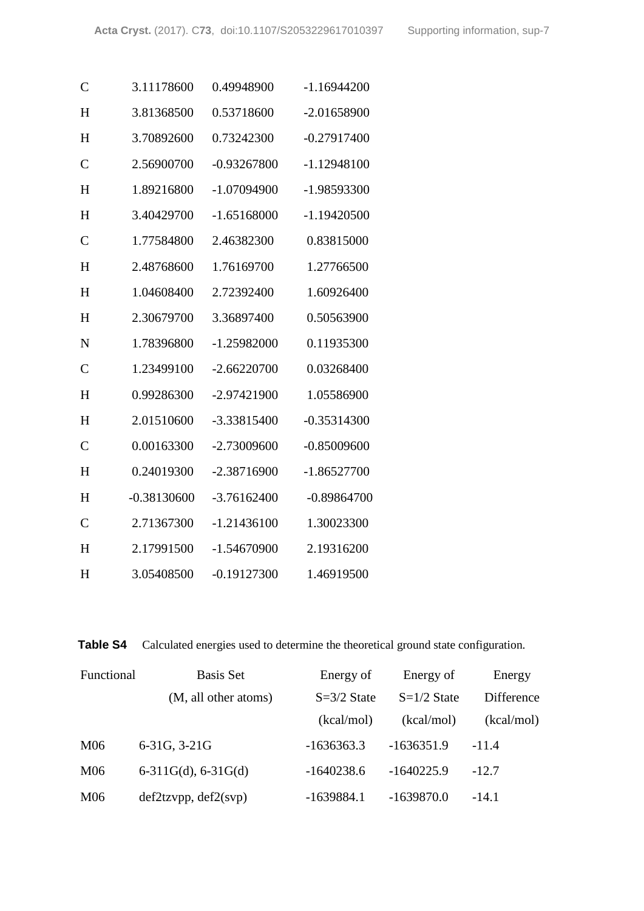| | | | |
|---|---|---|---|
| C | 3.11178600 | 0.49948900 | -1.16944200 |
| H | 3.81368500 | 0.53718600 | -2.01658900 |
| H | 3.70892600 | 0.73242300 | -0.27917400 |
| C | 2.56900700 | -0.93267800 | -1.12948100 |
| H | 1.89216800 | -1.07094900 | -1.98593300 |
| H | 3.40429700 | -1.65168000 | -1.19420500 |
| C | 1.77584800 | 2.46382300 | 0.83815000 |
| H | 2.48768600 | 1.76169700 | 1.27766500 |
| H | 1.04608400 | 2.72392400 | 1.60926400 |
| H | 2.30679700 | 3.36897400 | 0.50563900 |
| N | 1.78396800 | -1.25982000 | 0.11935300 |
| C | 1.23499100 | -2.66220700 | 0.03268400 |
| H | 0.99286300 | -2.97421900 | 1.05586900 |
| H | 2.01510600 | -3.33815400 | -0.35314300 |
| C | 0.00163300 | -2.73009600 | -0.85009600 |
| H | 0.24019300 | -2.38716900 | -1.86527700 |
| H | -0.38130600 | -3.76162400 | -0.89864700 |
| C | 2.71367300 | -1.21436100 | 1.30023300 |
| H | 2.17991500 | -1.54670900 | 2.19316200 |
| H | 3.05408500 | -0.19127300 | 1.46919500 |

**Table S4** Calculated energies used to determine the theoretical ground state configuration.

| Functional | Basis Set (M, all other atoms) | Energy of S=3/2 State (kcal/mol) | Energy of S=1/2 State (kcal/mol) | Energy Difference (kcal/mol) |
|---|---|---|---|---|
| M06 | 6-31G, 3-21G | -1636363.3 | -1636351.9 | -11.4 |
| M06 | 6-311G(d), 6-31G(d) | -1640238.6 | -1640225.9 | -12.7 |
| M06 | def2tzvpp, def2(svp) | -1639884.1 | -1639870.0 | -14.1 |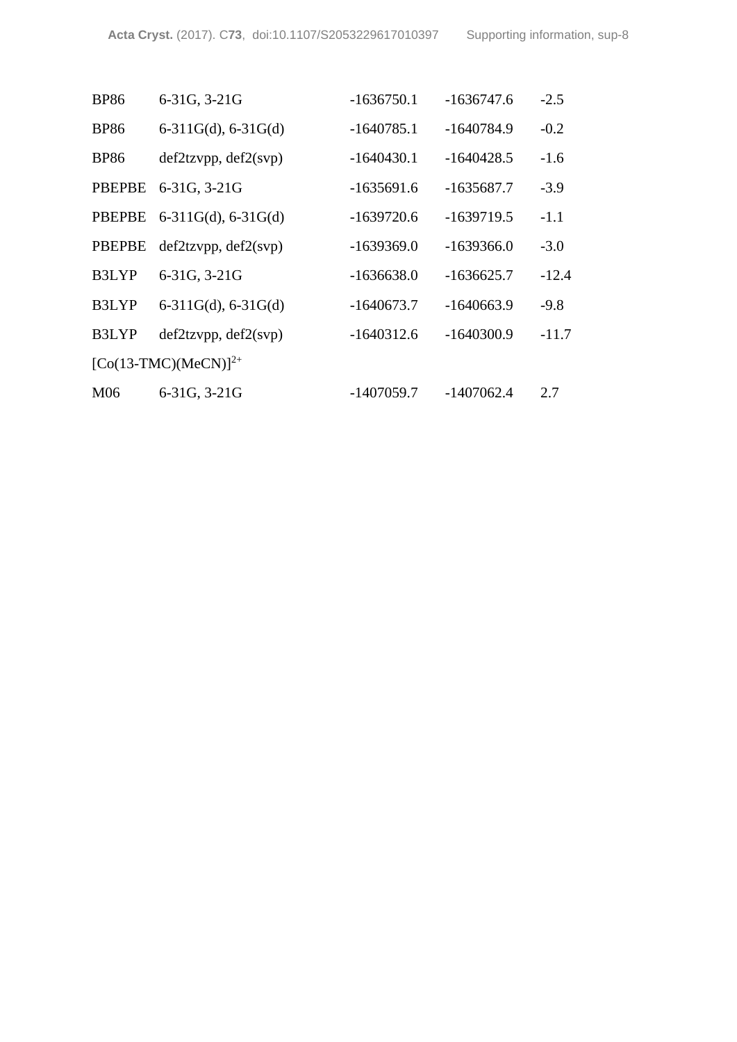| | | | | |
|---|---|---|---|---|
| BP86 | 6-31G, 3-21G | -1636750.1 | -1636747.6 | -2.5 |
| BP86 | 6-311G(d), 6-31G(d) | -1640785.1 | -1640784.9 | -0.2 |
| BP86 | def2tzvpp, def2(svp) | -1640430.1 | -1640428.5 | -1.6 |
| PBEPBE | 6-31G, 3-21G | -1635691.6 | -1635687.7 | -3.9 |
| PBEPBE | 6-311G(d), 6-31G(d) | -1639720.6 | -1639719.5 | -1.1 |
| PBEPBE | def2tzvpp, def2(svp) | -1639369.0 | -1639366.0 | -3.0 |
| B3LYP | 6-31G, 3-21G | -1636638.0 | -1636625.7 | -12.4 |
| B3LYP | 6-311G(d), 6-31G(d) | -1640673.7 | -1640663.9 | -9.8 |
| B3LYP | def2tzvpp, def2(svp) | -1640312.6 | -1640300.9 | -11.7 |
| $[Co(13\text{-}TMC)(MeCN)]^{2+}$ | | | | |
| M06 | 6-31G, 3-21G | -1407059.7 | -1407062.4 | 2.7 |